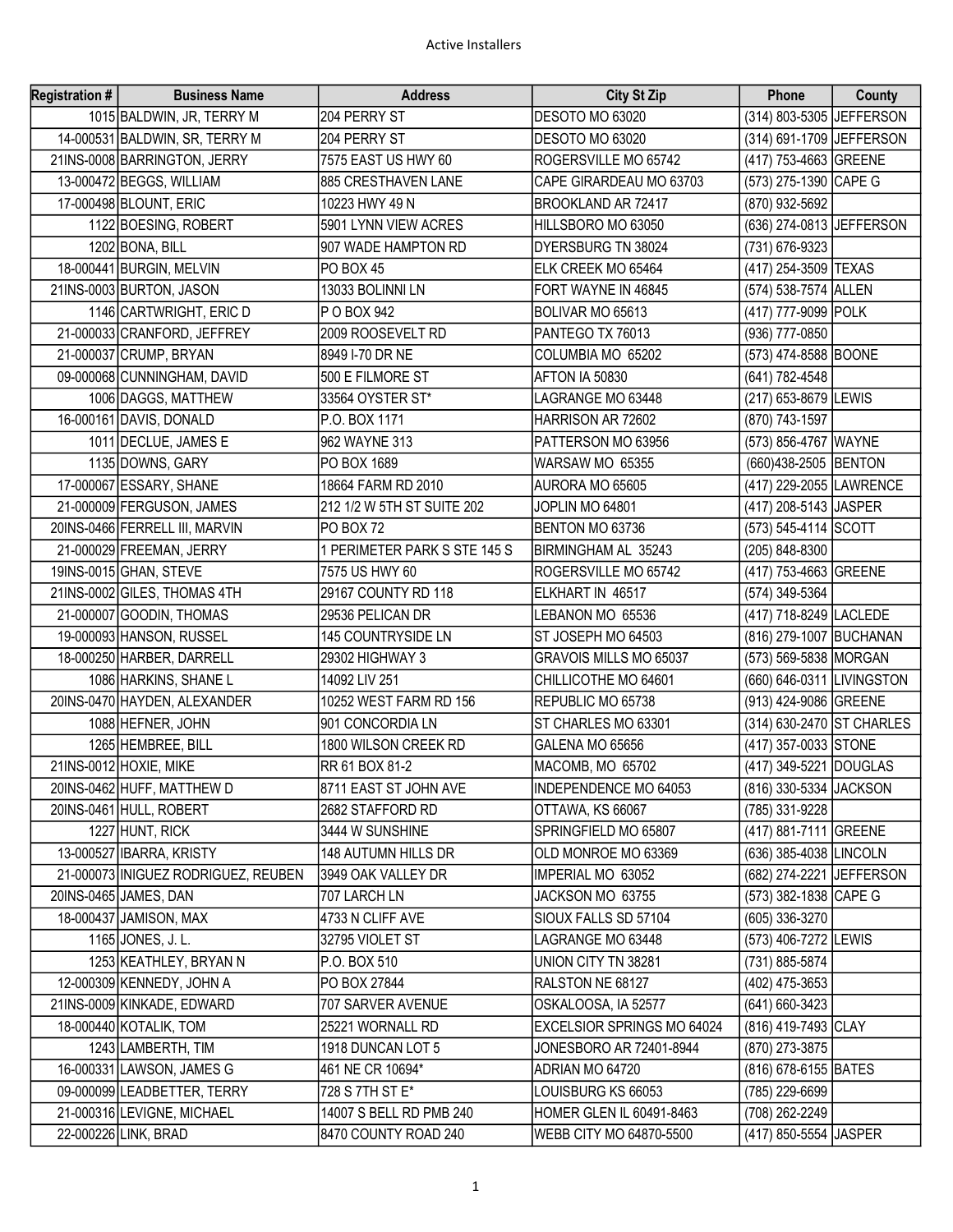# Active Installers

| Registration # | Business Name | Address | City St Zip | Phone | County |
|---|---|---|---|---|---|
| 1015 | BALDWIN, JR, TERRY M | 204 PERRY ST | DESOTO MO 63020 | (314) 803-5305 | JEFFERSON |
| 14-000531 | BALDWIN, SR, TERRY M | 204 PERRY ST | DESOTO MO 63020 | (314) 691-1709 | JEFFERSON |
| 21INS-0008 | BARRINGTON, JERRY | 7575 EAST US HWY 60 | ROGERSVILLE MO 65742 | (417) 753-4663 | GREENE |
| 13-000472 | BEGGS, WILLIAM | 885 CRESTHAVEN LANE | CAPE GIRARDEAU MO 63703 | (573) 275-1390 | CAPE G |
| 17-000498 | BLOUNT, ERIC | 10223 HWY 49 N | BROOKLAND AR 72417 | (870) 932-5692 | |
| 1122 | BOESING, ROBERT | 5901 LYNN VIEW ACRES | HILLSBORO MO 63050 | (636) 274-0813 | JEFFERSON |
| 1202 | BONA, BILL | 907 WADE HAMPTON RD | DYERSBURG TN 38024 | (731) 676-9323 | |
| 18-000441 | BURGIN, MELVIN | PO BOX 45 | ELK CREEK MO 65464 | (417) 254-3509 | TEXAS |
| 21INS-0003 | BURTON, JASON | 13033 BOLINNI LN | FORT WAYNE IN 46845 | (574) 538-7574 | ALLEN |
| 1146 | CARTWRIGHT, ERIC D | P O BOX 942 | BOLIVAR MO 65613 | (417) 777-9099 | POLK |
| 21-000033 | CRANFORD, JEFFREY | 2009 ROOSEVELT RD | PANTEGO TX 76013 | (936) 777-0850 | |
| 21-000037 | CRUMP, BRYAN | 8949 I-70 DR NE | COLUMBIA MO 65202 | (573) 474-8588 | BOONE |
| 09-000068 | CUNNINGHAM, DAVID | 500 E FILMORE ST | AFTON IA 50830 | (641) 782-4548 | |
| 1006 | DAGGS, MATTHEW | 33564 OYSTER ST* | LAGRANGE MO 63448 | (217) 653-8679 | LEWIS |
| 16-000161 | DAVIS, DONALD | P.O. BOX 1171 | HARRISON AR 72602 | (870) 743-1597 | |
| 1011 | DECLUE, JAMES E | 962 WAYNE 313 | PATTERSON MO 63956 | (573) 856-4767 | WAYNE |
| 1135 | DOWNS, GARY | PO BOX 1689 | WARSAW MO 65355 | (660)438-2505 | BENTON |
| 17-000067 | ESSARY, SHANE | 18664 FARM RD 2010 | AURORA MO 65605 | (417) 229-2055 | LAWRENCE |
| 21-000009 | FERGUSON, JAMES | 212 1/2 W 5TH ST SUITE 202 | JOPLIN MO 64801 | (417) 208-5143 | JASPER |
| 20INS-0466 | FERRELL III, MARVIN | PO BOX 72 | BENTON MO 63736 | (573) 545-4114 | SCOTT |
| 21-000029 | FREEMAN, JERRY | 1 PERIMETER PARK S STE 145 S | BIRMINGHAM AL 35243 | (205) 848-8300 | |
| 19INS-0015 | GHAN, STEVE | 7575 US HWY 60 | ROGERSVILLE MO 65742 | (417) 753-4663 | GREENE |
| 21INS-0002 | GILES, THOMAS 4TH | 29167 COUNTY RD 118 | ELKHART IN 46517 | (574) 349-5364 | |
| 21-000007 | GOODIN, THOMAS | 29536 PELICAN DR | LEBANON MO 65536 | (417) 718-8249 | LACLEDE |
| 19-000093 | HANSON, RUSSEL | 145 COUNTRYSIDE LN | ST JOSEPH MO 64503 | (816) 279-1007 | BUCHANAN |
| 18-000250 | HARBER, DARRELL | 29302 HIGHWAY 3 | GRAVOIS MILLS MO 65037 | (573) 569-5838 | MORGAN |
| 1086 | HARKINS, SHANE L | 14092 LIV 251 | CHILLICOTHE MO 64601 | (660) 646-0311 | LIVINGSTON |
| 20INS-0470 | HAYDEN, ALEXANDER | 10252 WEST FARM RD 156 | REPUBLIC MO 65738 | (913) 424-9086 | GREENE |
| 1088 | HEFNER, JOHN | 901 CONCORDIA LN | ST CHARLES MO 63301 | (314) 630-2470 | ST CHARLES |
| 1265 | HEMBREE, BILL | 1800 WILSON CREEK RD | GALENA MO 65656 | (417) 357-0033 | STONE |
| 21INS-0012 | HOXIE, MIKE | RR 61 BOX 81-2 | MACOMB, MO 65702 | (417) 349-5221 | DOUGLAS |
| 20INS-0462 | HUFF, MATTHEW D | 8711 EAST ST JOHN AVE | INDEPENDENCE MO 64053 | (816) 330-5334 | JACKSON |
| 20INS-0461 | HULL, ROBERT | 2682 STAFFORD RD | OTTAWA, KS 66067 | (785) 331-9228 | |
| 1227 | HUNT, RICK | 3444 W SUNSHINE | SPRINGFIELD MO 65807 | (417) 881-7111 | GREENE |
| 13-000527 | IBARRA, KRISTY | 148 AUTUMN HILLS DR | OLD MONROE MO 63369 | (636) 385-4038 | LINCOLN |
| 21-000073 | INIGUEZ RODRIGUEZ, REUBEN | 3949 OAK VALLEY DR | IMPERIAL MO 63052 | (682) 274-2221 | JEFFERSON |
| 20INS-0465 | JAMES, DAN | 707 LARCH LN | JACKSON MO 63755 | (573) 382-1838 | CAPE G |
| 18-000437 | JAMISON, MAX | 4733 N CLIFF AVE | SIOUX FALLS SD 57104 | (605) 336-3270 | |
| 1165 | JONES, J. L. | 32795 VIOLET ST | LAGRANGE MO 63448 | (573) 406-7272 | LEWIS |
| 1253 | KEATHLEY, BRYAN N | P.O. BOX 510 | UNION CITY TN 38281 | (731) 885-5874 | |
| 12-000309 | KENNEDY, JOHN A | PO BOX 27844 | RALSTON NE 68127 | (402) 475-3653 | |
| 21INS-0009 | KINKADE, EDWARD | 707 SARVER AVENUE | OSKALOOSA, IA 52577 | (641) 660-3423 | |
| 18-000440 | KOTALIK, TOM | 25221 WORNALL RD | EXCELSIOR SPRINGS MO 64024 | (816) 419-7493 | CLAY |
| 1243 | LAMBERTH, TIM | 1918 DUNCAN LOT 5 | JONESBORO AR 72401-8944 | (870) 273-3875 | |
| 16-000331 | LAWSON, JAMES G | 461 NE CR 10694* | ADRIAN MO 64720 | (816) 678-6155 | BATES |
| 09-000099 | LEADBETTER, TERRY | 728 S 7TH ST E* | LOUISBURG KS 66053 | (785) 229-6699 | |
| 21-000316 | LEVIGNE, MICHAEL | 14007 S BELL RD PMB 240 | HOMER GLEN IL 60491-8463 | (708) 262-2249 | |
| 22-000226 | LINK, BRAD | 8470 COUNTY ROAD 240 | WEBB CITY MO 64870-5500 | (417) 850-5554 | JASPER |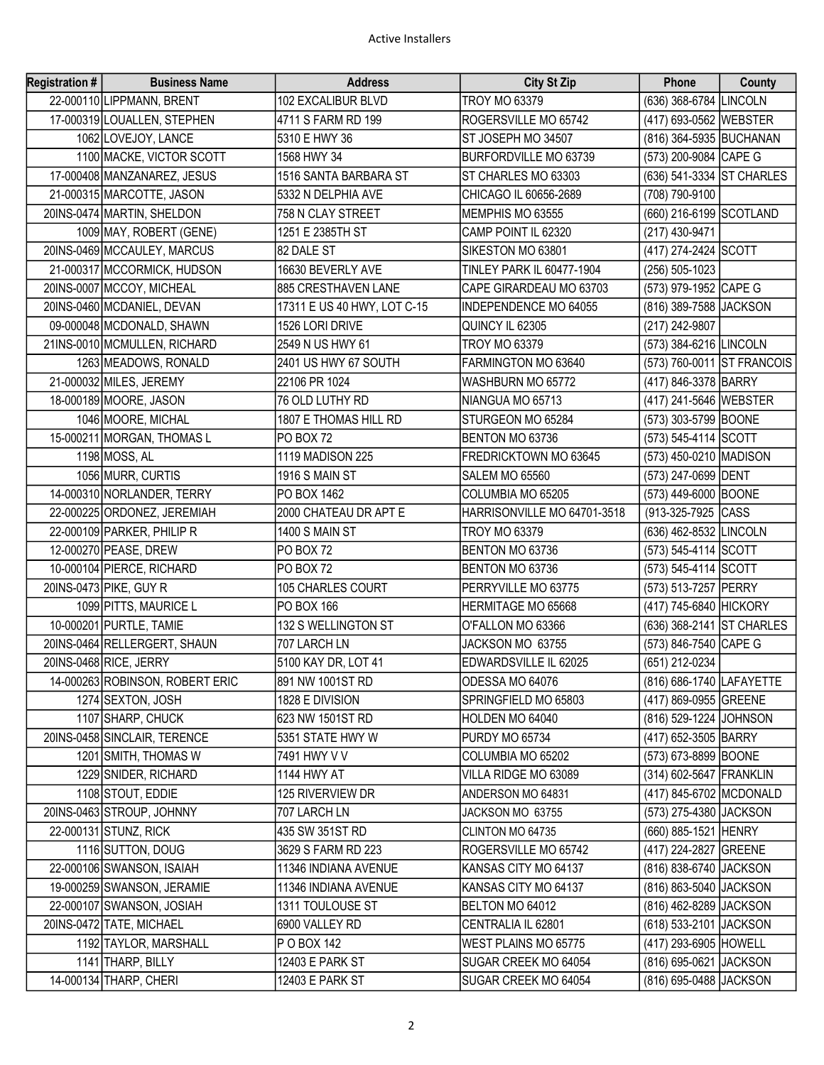| Registration # | Business Name | Address | City St Zip | Phone | County |
|---|---|---|---|---|---|
| 22-000110 | LIPPMANN, BRENT | 102 EXCALIBUR BLVD | TROY MO 63379 | (636) 368-6784 | LINCOLN |
| 17-000319 | LOUALLEN, STEPHEN | 4711 S FARM RD 199 | ROGERSVILLE MO 65742 | (417) 693-0562 | WEBSTER |
| 1062 | LOVEJOY, LANCE | 5310 E HWY 36 | ST JOSEPH MO 34507 | (816) 364-5935 | BUCHANAN |
| 1100 | MACKE, VICTOR SCOTT | 1568 HWY 34 | BURFORDVILLE MO 63739 | (573) 200-9084 | CAPE G |
| 17-000408 | MANZANAREZ, JESUS | 1516 SANTA BARBARA ST | ST CHARLES MO 63303 | (636) 541-3334 | ST CHARLES |
| 21-000315 | MARCOTTE, JASON | 5332 N DELPHIA AVE | CHICAGO IL 60656-2689 | (708) 790-9100 | |
| 20INS-0474 | MARTIN, SHELDON | 758 N CLAY STREET | MEMPHIS MO 63555 | (660) 216-6199 | SCOTLAND |
| 1009 | MAY, ROBERT (GENE) | 1251 E 2385TH ST | CAMP POINT IL 62320 | (217) 430-9471 | |
| 20INS-0469 | MCCAULEY, MARCUS | 82 DALE ST | SIKESTON MO 63801 | (417) 274-2424 | SCOTT |
| 21-000317 | MCCORMICK, HUDSON | 16630 BEVERLY AVE | TINLEY PARK IL 60477-1904 | (256) 505-1023 | |
| 20INS-0007 | MCCOY, MICHEAL | 885 CRESTHAVEN LANE | CAPE GIRARDEAU MO 63703 | (573) 979-1952 | CAPE G |
| 20INS-0460 | MCDANIEL, DEVAN | 17311 E US 40 HWY, LOT C-15 | INDEPENDENCE MO 64055 | (816) 389-7588 | JACKSON |
| 09-000048 | MCDONALD, SHAWN | 1526 LORI DRIVE | QUINCY IL 62305 | (217) 242-9807 | |
| 21INS-0010 | MCMULLEN, RICHARD | 2549 N US HWY 61 | TROY MO 63379 | (573) 384-6216 | LINCOLN |
| 1263 | MEADOWS, RONALD | 2401 US HWY 67 SOUTH | FARMINGTON MO 63640 | (573) 760-0011 | ST FRANCOIS |
| 21-000032 | MILES, JEREMY | 22106 PR 1024 | WASHBURN MO 65772 | (417) 846-3378 | BARRY |
| 18-000189 | MOORE, JASON | 76 OLD LUTHY RD | NIANGUA MO 65713 | (417) 241-5646 | WEBSTER |
| 1046 | MOORE, MICHAL | 1807 E THOMAS HILL RD | STURGEON MO 65284 | (573) 303-5799 | BOONE |
| 15-000211 | MORGAN, THOMAS L | PO BOX 72 | BENTON MO 63736 | (573) 545-4114 | SCOTT |
| 1198 | MOSS, AL | 1119 MADISON 225 | FREDRICKTOWN MO 63645 | (573) 450-0210 | MADISON |
| 1056 | MURR, CURTIS | 1916 S MAIN ST | SALEM MO 65560 | (573) 247-0699 | DENT |
| 14-000310 | NORLANDER, TERRY | PO BOX 1462 | COLUMBIA MO 65205 | (573) 449-6000 | BOONE |
| 22-000225 | ORDONEZ, JEREMIAH | 2000 CHATEAU DR APT E | HARRISONVILLE MO 64701-3518 | (913-325-7925 | CASS |
| 22-000109 | PARKER, PHILIP R | 1400 S MAIN ST | TROY MO 63379 | (636) 462-8532 | LINCOLN |
| 12-000270 | PEASE, DREW | PO BOX 72 | BENTON MO 63736 | (573) 545-4114 | SCOTT |
| 10-000104 | PIERCE, RICHARD | PO BOX 72 | BENTON MO 63736 | (573) 545-4114 | SCOTT |
| 20INS-0473 | PIKE, GUY R | 105 CHARLES COURT | PERRYVILLE MO 63775 | (573) 513-7257 | PERRY |
| 1099 | PITTS, MAURICE L | PO BOX 166 | HERMITAGE MO 65668 | (417) 745-6840 | HICKORY |
| 10-000201 | PURTLE, TAMIE | 132 S WELLINGTON ST | O'FALLON MO 63366 | (636) 368-2141 | ST CHARLES |
| 20INS-0464 | RELLERGERT, SHAUN | 707 LARCH LN | JACKSON MO 63755 | (573) 846-7540 | CAPE G |
| 20INS-0468 | RICE, JERRY | 5100 KAY DR, LOT 41 | EDWARDSVILLE IL 62025 | (651) 212-0234 | |
| 14-000263 | ROBINSON, ROBERT ERIC | 891 NW 1001ST RD | ODESSA MO 64076 | (816) 686-1740 | LAFAYETTE |
| 1274 | SEXTON, JOSH | 1828 E DIVISION | SPRINGFIELD MO 65803 | (417) 869-0955 | GREENE |
| 1107 | SHARP, CHUCK | 623 NW 1501ST RD | HOLDEN MO 64040 | (816) 529-1224 | JOHNSON |
| 20INS-0458 | SINCLAIR, TERENCE | 5351 STATE HWY W | PURDY MO 65734 | (417) 652-3505 | BARRY |
| 1201 | SMITH, THOMAS W | 7491 HWY V V | COLUMBIA MO 65202 | (573) 673-8899 | BOONE |
| 1229 | SNIDER, RICHARD | 1144 HWY AT | VILLA RIDGE MO 63089 | (314) 602-5647 | FRANKLIN |
| 1108 | STOUT, EDDIE | 125 RIVERVIEW DR | ANDERSON MO 64831 | (417) 845-6702 | MCDONALD |
| 20INS-0463 | STROUP, JOHNNY | 707 LARCH LN | JACKSON MO 63755 | (573) 275-4380 | JACKSON |
| 22-000131 | STUNZ, RICK | 435 SW 351ST RD | CLINTON MO 64735 | (660) 885-1521 | HENRY |
| 1116 | SUTTON, DOUG | 3629 S FARM RD 223 | ROGERSVILLE MO 65742 | (417) 224-2827 | GREENE |
| 22-000106 | SWANSON, ISAIAH | 11346 INDIANA AVENUE | KANSAS CITY MO 64137 | (816) 838-6740 | JACKSON |
| 19-000259 | SWANSON, JERAMIE | 11346 INDIANA AVENUE | KANSAS CITY MO 64137 | (816) 863-5040 | JACKSON |
| 22-000107 | SWANSON, JOSIAH | 1311 TOULOUSE ST | BELTON MO 64012 | (816) 462-8289 | JACKSON |
| 20INS-0472 | TATE, MICHAEL | 6900 VALLEY RD | CENTRALIA IL 62801 | (618) 533-2101 | JACKSON |
| 1192 | TAYLOR, MARSHALL | P O BOX 142 | WEST PLAINS MO 65775 | (417) 293-6905 | HOWELL |
| 1141 | THARP, BILLY | 12403 E PARK ST | SUGAR CREEK MO 64054 | (816) 695-0621 | JACKSON |
| 14-000134 | THARP, CHERI | 12403 E PARK ST | SUGAR CREEK MO 64054 | (816) 695-0488 | JACKSON |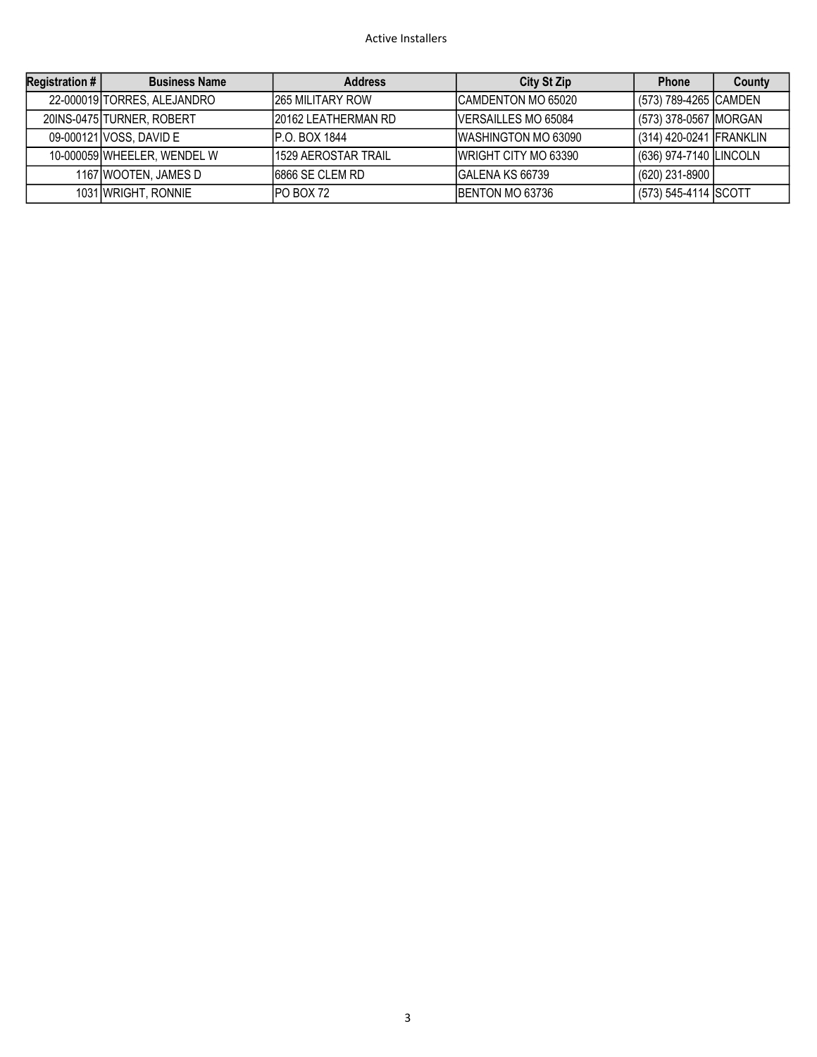| Registration # | Business Name | Address | City St Zip | Phone | County |
|---|---|---|---|---|---|
| 22-000019 | TORRES, ALEJANDRO | 265 MILITARY ROW | CAMDENTON MO 65020 | (573) 789-4265 | CAMDEN |
| 20INS-0475 | TURNER, ROBERT | 20162 LEATHERMAN RD | VERSAILLES MO 65084 | (573) 378-0567 | MORGAN |
| 09-000121 | VOSS, DAVID E | P.O. BOX 1844 | WASHINGTON MO 63090 | (314) 420-0241 | FRANKLIN |
| 10-000059 | WHEELER, WENDEL W | 1529 AEROSTAR TRAIL | WRIGHT CITY MO 63390 | (636) 974-7140 | LINCOLN |
| 1167 | WOOTEN, JAMES D | 6866 SE CLEM RD | GALENA KS 66739 | (620) 231-8900 | |
| 1031 | WRIGHT, RONNIE | PO BOX 72 | BENTON MO 63736 | (573) 545-4114 | SCOTT |